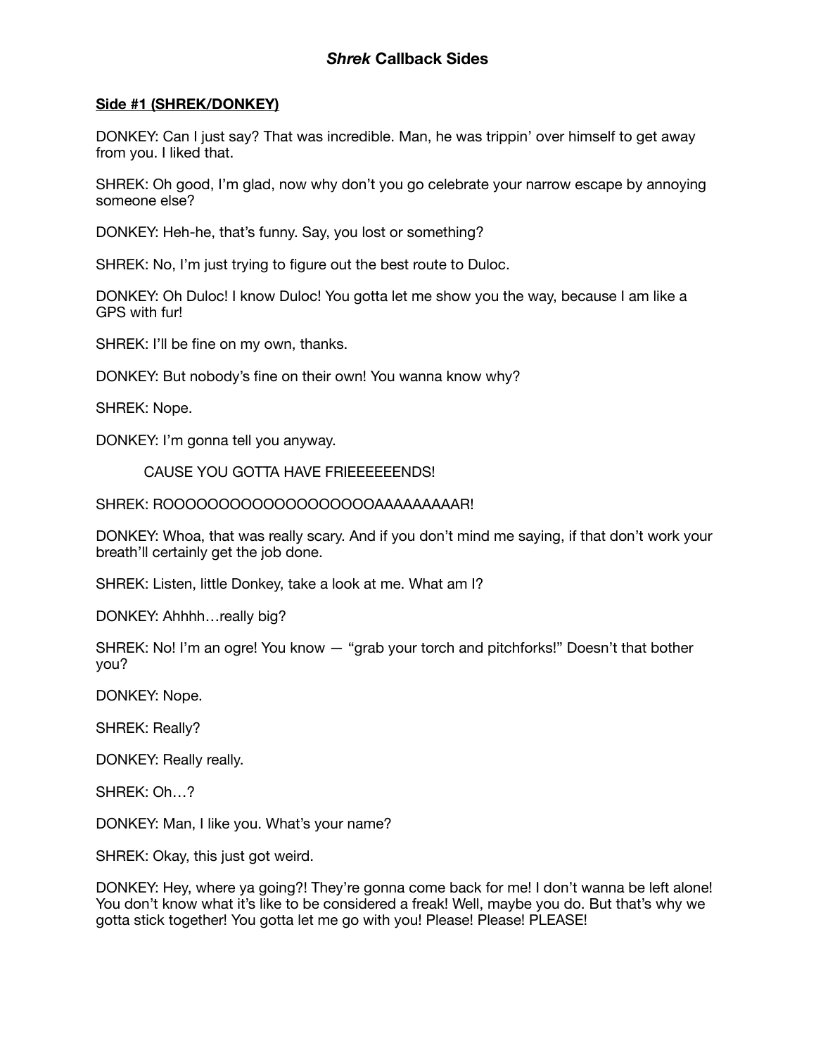# *Shrek* Callback Sides

**Side #1 (SHREK/DONKEY)**

DONKEY: Can I just say? That was incredible. Man, he was trippin' over himself to get away from you. I liked that.

SHREK: Oh good, I'm glad, now why don't you go celebrate your narrow escape by annoying someone else?

DONKEY: Heh-he, that's funny. Say, you lost or something?

SHREK: No, I'm just trying to figure out the best route to Duloc.

DONKEY: Oh Duloc! I know Duloc! You gotta let me show you the way, because I am like a GPS with fur!

SHREK: I'll be fine on my own, thanks.

DONKEY: But nobody's fine on their own! You wanna know why?

SHREK: Nope.

DONKEY: I'm gonna tell you anyway.

CAUSE YOU GOTTA HAVE FRIEEEEEENDS!

SHREK: ROOOOOOOOOOOOOOOOOOOAAAAAAAAAR!

DONKEY: Whoa, that was really scary. And if you don't mind me saying, if that don't work your breath'll certainly get the job done.

SHREK: Listen, little Donkey, take a look at me. What am I?

DONKEY: Ahhhh…really big?

SHREK: No! I'm an ogre! You know — "grab your torch and pitchforks!" Doesn't that bother you?

DONKEY: Nope.

SHREK: Really?

DONKEY: Really really.

SHREK: Oh…?

DONKEY: Man, I like you. What's your name?

SHREK: Okay, this just got weird.

DONKEY: Hey, where ya going?! They're gonna come back for me! I don't wanna be left alone! You don't know what it's like to be considered a freak! Well, maybe you do. But that's why we gotta stick together! You gotta let me go with you! Please! Please! PLEASE!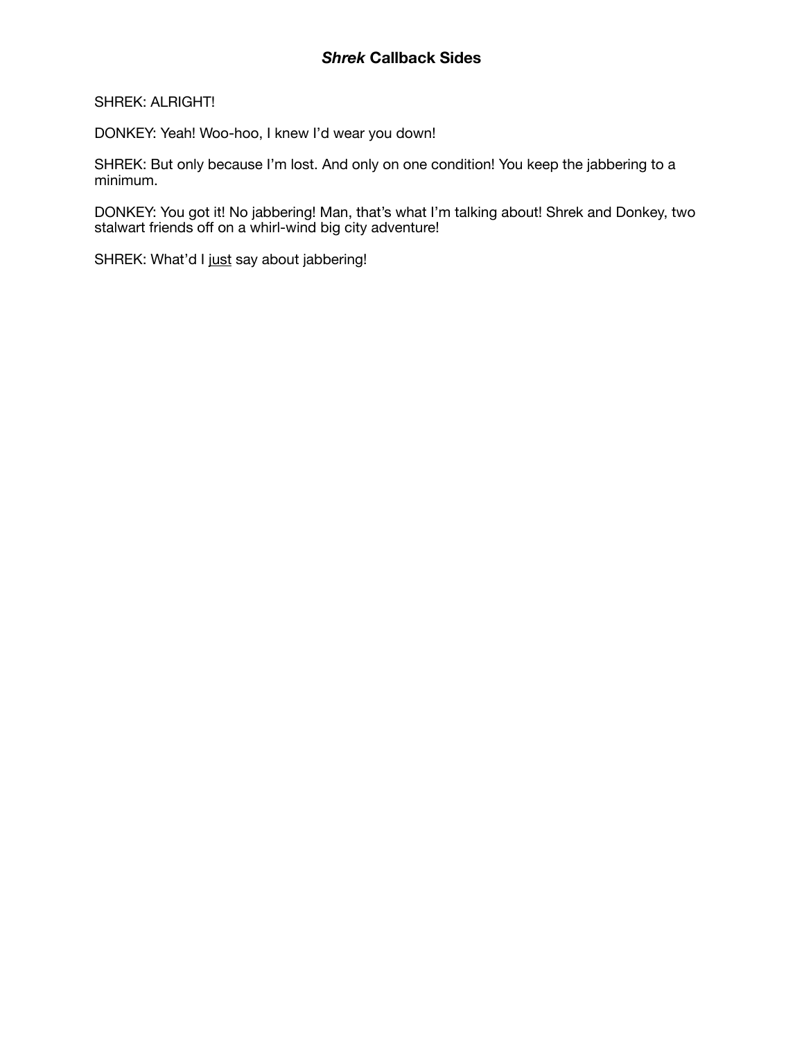# *Shrek* Callback Sides

SHREK: ALRIGHT!

DONKEY: Yeah! Woo-hoo, I knew I'd wear you down!

SHREK: But only because I'm lost. And only on one condition! You keep the jabbering to a minimum.

DONKEY: You got it! No jabbering! Man, that's what I'm talking about! Shrek and Donkey, two stalwart friends off on a whirl-wind big city adventure!

SHREK: What'd I <u>just</u> say about jabbering!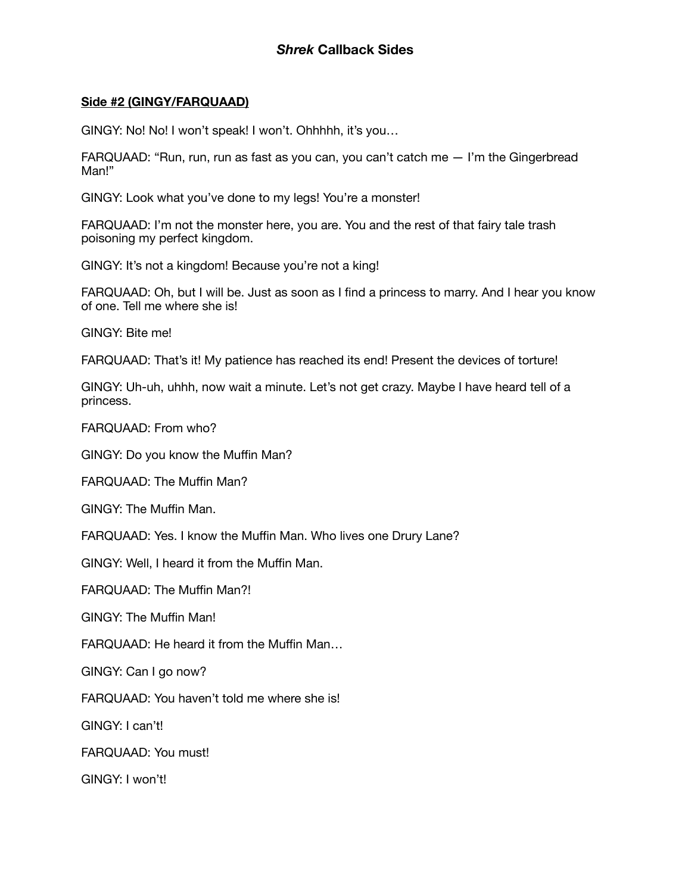# ***Shrek* Callback Sides**

**Side #2 (GINGY/FARQUAAD)**

GINGY: No! No! I won't speak! I won't. Ohhhhh, it's you…

FARQUAAD: "Run, run, run as fast as you can, you can't catch me — I'm the Gingerbread Man!"

GINGY: Look what you've done to my legs! You're a monster!

FARQUAAD: I'm not the monster here, you are. You and the rest of that fairy tale trash poisoning my perfect kingdom.

GINGY: It's not a kingdom! Because you're not a king!

FARQUAAD: Oh, but I will be. Just as soon as I find a princess to marry. And I hear you know of one. Tell me where she is!

GINGY: Bite me!

FARQUAAD: That's it! My patience has reached its end! Present the devices of torture!

GINGY: Uh-uh, uhhh, now wait a minute. Let's not get crazy. Maybe I have heard tell of a princess.

FARQUAAD: From who?

GINGY: Do you know the Muffin Man?

FARQUAAD: The Muffin Man?

GINGY: The Muffin Man.

FARQUAAD: Yes. I know the Muffin Man. Who lives one Drury Lane?

GINGY: Well, I heard it from the Muffin Man.

FARQUAAD: The Muffin Man?!

GINGY: The Muffin Man!

FARQUAAD: He heard it from the Muffin Man…

GINGY: Can I go now?

FARQUAAD: You haven't told me where she is!

GINGY: I can't!

FARQUAAD: You must!

GINGY: I won't!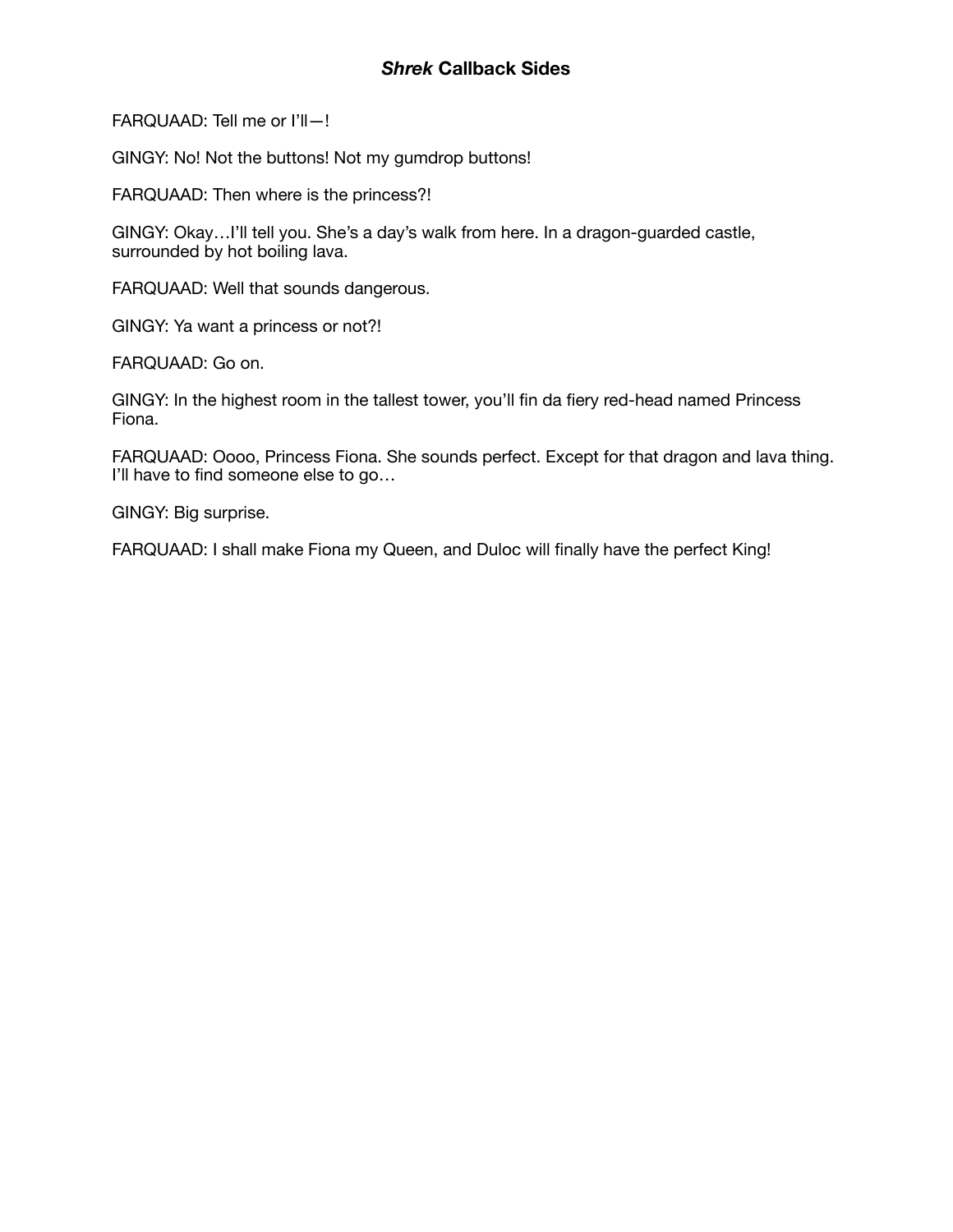## *Shrek* Callback Sides

FARQUAAD: Tell me or I'll—!

GINGY: No! Not the buttons! Not my gumdrop buttons!

FARQUAAD: Then where is the princess?!

GINGY: Okay…I'll tell you. She's a day's walk from here. In a dragon-guarded castle, surrounded by hot boiling lava.

FARQUAAD: Well that sounds dangerous.

GINGY: Ya want a princess or not?!

FARQUAAD: Go on.

GINGY: In the highest room in the tallest tower, you'll fin da fiery red-head named Princess Fiona.

FARQUAAD: Oooo, Princess Fiona. She sounds perfect. Except for that dragon and lava thing. I'll have to find someone else to go…

GINGY: Big surprise.

FARQUAAD: I shall make Fiona my Queen, and Duloc will finally have the perfect King!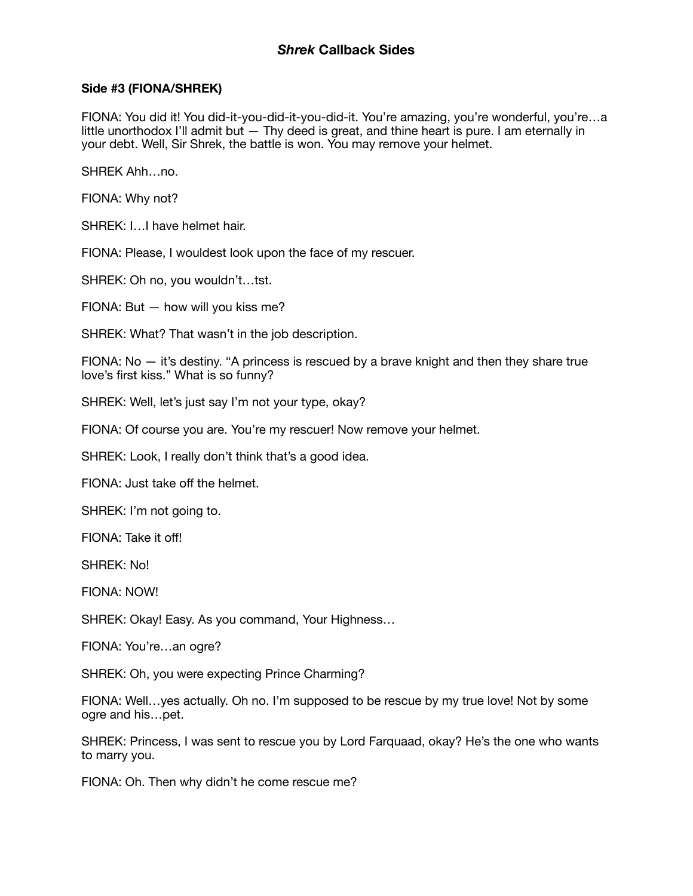# ***Shrek*** **Callback Sides**

**Side #3 (FIONA/SHREK)**

FIONA: You did it! You did-it-you-did-it-you-did-it. You're amazing, you're wonderful, you're…a little unorthodox I'll admit but — Thy deed is great, and thine heart is pure. I am eternally in your debt. Well, Sir Shrek, the battle is won. You may remove your helmet.

SHREK Ahh…no.

FIONA: Why not?

SHREK: I…I have helmet hair.

FIONA: Please, I wouldest look upon the face of my rescuer.

SHREK: Oh no, you wouldn't…tst.

FIONA: But — how will you kiss me?

SHREK: What? That wasn't in the job description.

FIONA: No — it's destiny. "A princess is rescued by a brave knight and then they share true love's first kiss." What is so funny?

SHREK: Well, let's just say I'm not your type, okay?

FIONA: Of course you are. You're my rescuer! Now remove your helmet.

SHREK: Look, I really don't think that's a good idea.

FIONA: Just take off the helmet.

SHREK: I'm not going to.

FIONA: Take it off!

SHREK: No!

FIONA: NOW!

SHREK: Okay! Easy. As you command, Your Highness…

FIONA: You're…an ogre?

SHREK: Oh, you were expecting Prince Charming?

FIONA: Well…yes actually. Oh no. I'm supposed to be rescue by my true love! Not by some ogre and his…pet.

SHREK: Princess, I was sent to rescue you by Lord Farquaad, okay? He's the one who wants to marry you.

FIONA: Oh. Then why didn't he come rescue me?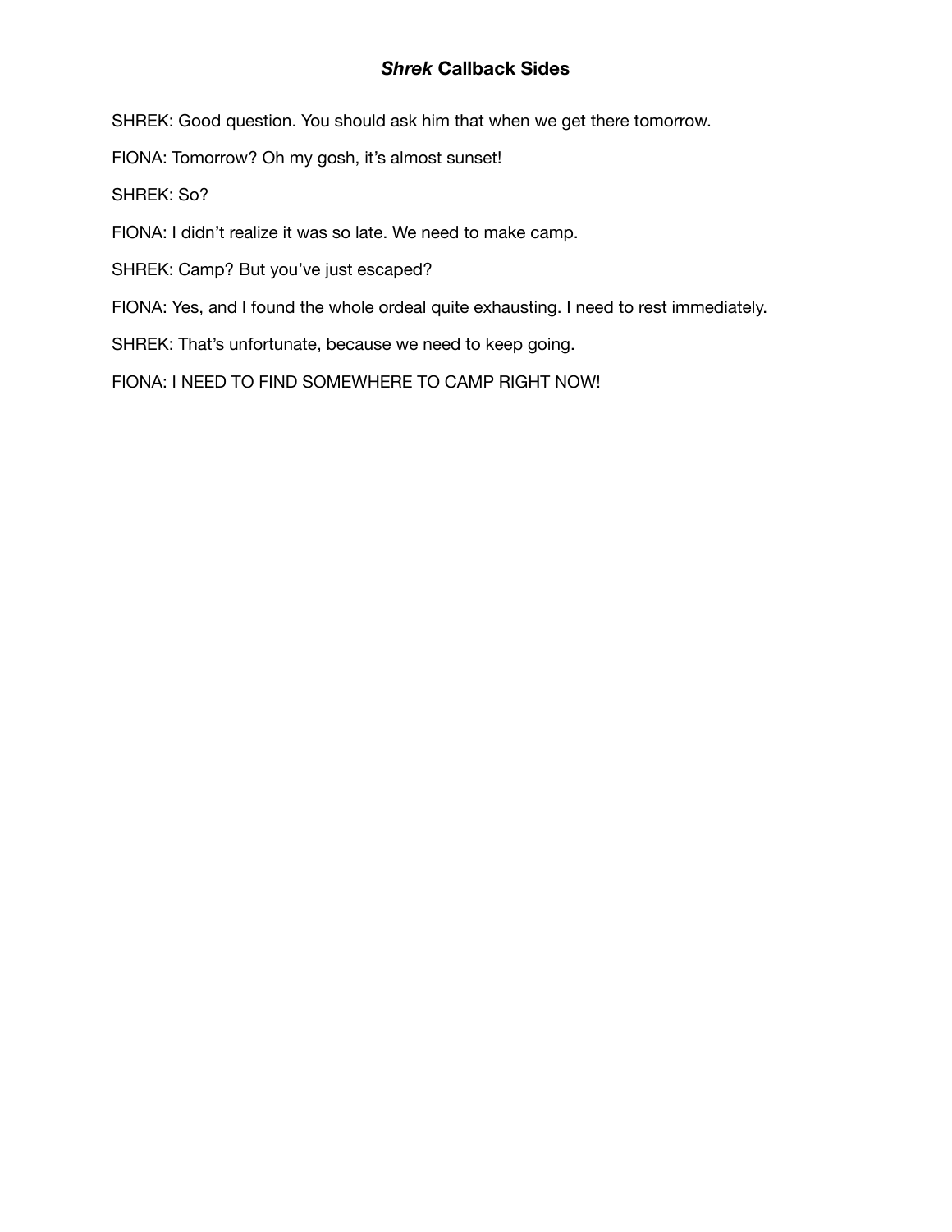# *Shrek* Callback Sides

SHREK: Good question. You should ask him that when we get there tomorrow.

FIONA: Tomorrow? Oh my gosh, it's almost sunset!

SHREK: So?

FIONA: I didn't realize it was so late. We need to make camp.

SHREK: Camp? But you've just escaped?

FIONA: Yes, and I found the whole ordeal quite exhausting. I need to rest immediately.

SHREK: That's unfortunate, because we need to keep going.

FIONA: I NEED TO FIND SOMEWHERE TO CAMP RIGHT NOW!